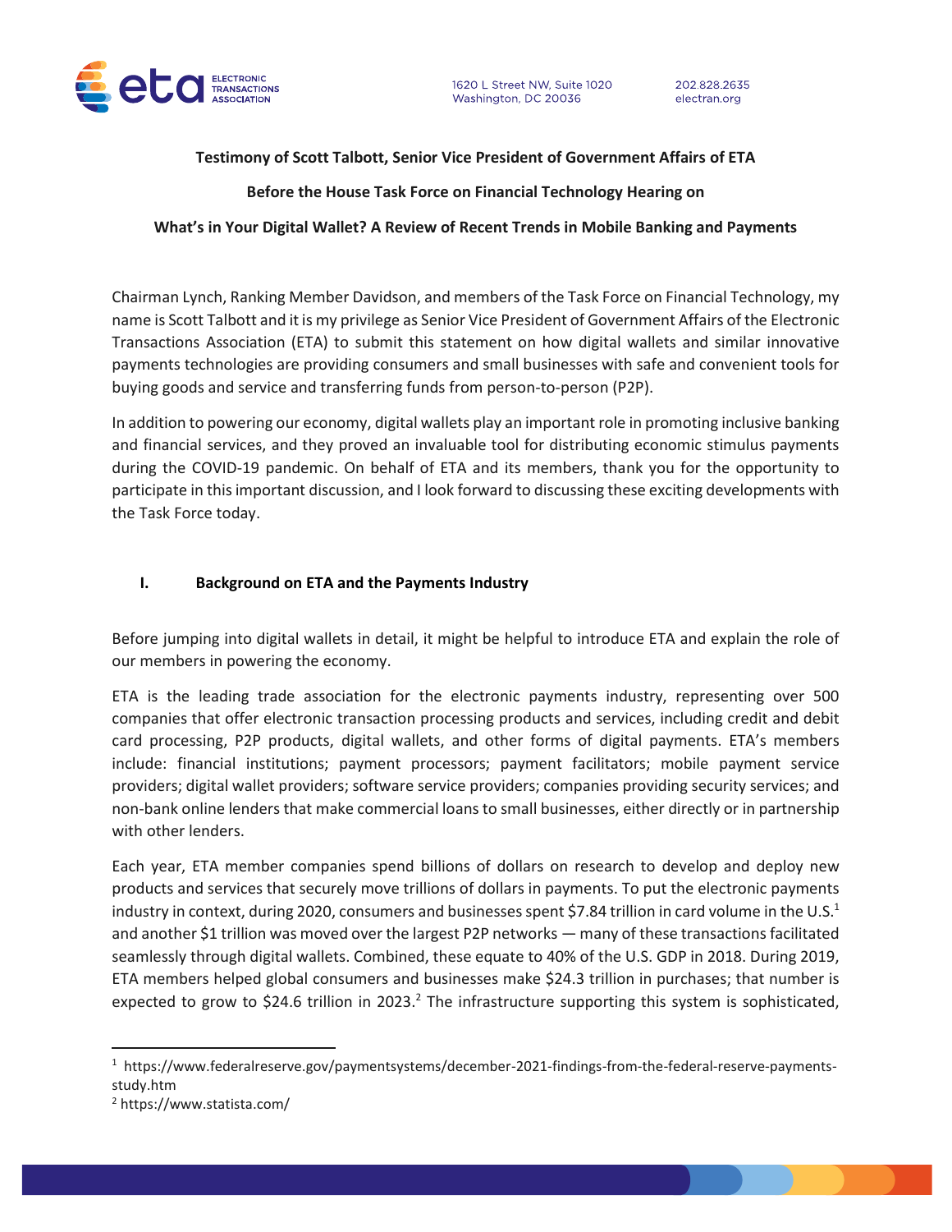**Testimony of Scott Talbott, Senior Vice President of Government Affairs of ETA**

**Before the House Task Force on Financial Technology Hearing on**

**What's in Your Digital Wallet? A Review of Recent Trends in Mobile Banking and Payments**

Chairman Lynch, Ranking Member Davidson, and members of the Task Force on Financial Technology, my name is Scott Talbott and it is my privilege as Senior Vice President of Government Affairs of the Electronic Transactions Association (ETA) to submit this statement on how digital wallets and similar innovative payments technologies are providing consumers and small businesses with safe and convenient tools for buying goods and service and transferring funds from person-to-person (P2P).

In addition to powering our economy, digital wallets play an important role in promoting inclusive banking and financial services, and they proved an invaluable tool for distributing economic stimulus payments during the COVID-19 pandemic. On behalf of ETA and its members, thank you for the opportunity to participate in this important discussion, and I look forward to discussing these exciting developments with the Task Force today.

## I. Background on ETA and the Payments Industry

Before jumping into digital wallets in detail, it might be helpful to introduce ETA and explain the role of our members in powering the economy.

ETA is the leading trade association for the electronic payments industry, representing over 500 companies that offer electronic transaction processing products and services, including credit and debit card processing, P2P products, digital wallets, and other forms of digital payments. ETA's members include: financial institutions; payment processors; payment facilitators; mobile payment service providers; digital wallet providers; software service providers; companies providing security services; and non-bank online lenders that make commercial loans to small businesses, either directly or in partnership with other lenders.

Each year, ETA member companies spend billions of dollars on research to develop and deploy new products and services that securely move trillions of dollars in payments. To put the electronic payments industry in context, during 2020, consumers and businesses spent $7.84 trillion in card volume in the U.S.[1] and another $1 trillion was moved over the largest P2P networks — many of these transactions facilitated seamlessly through digital wallets. Combined, these equate to 40% of the U.S. GDP in 2018. During 2019, ETA members helped global consumers and businesses make $24.3 trillion in purchases; that number is expected to grow to $24.6 trillion in 2023.[2] The infrastructure supporting this system is sophisticated,

[1] https://www.federalreserve.gov/paymentsystems/december-2021-findings-from-the-federal-reserve-payments-study.htm

[2] https://www.statista.com/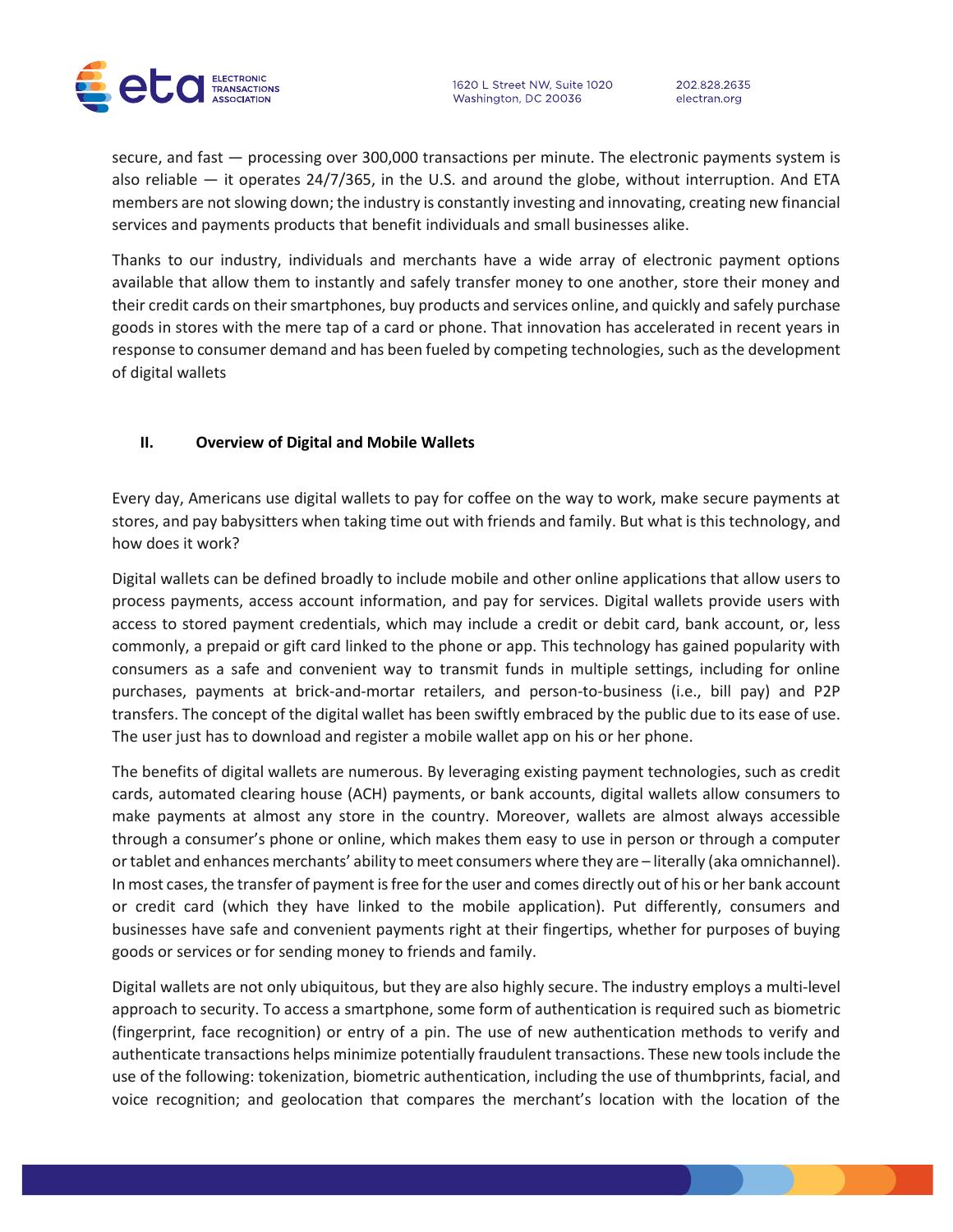secure, and fast — processing over 300,000 transactions per minute. The electronic payments system is also reliable — it operates 24/7/365, in the U.S. and around the globe, without interruption. And ETA members are not slowing down; the industry is constantly investing and innovating, creating new financial services and payments products that benefit individuals and small businesses alike.

Thanks to our industry, individuals and merchants have a wide array of electronic payment options available that allow them to instantly and safely transfer money to one another, store their money and their credit cards on their smartphones, buy products and services online, and quickly and safely purchase goods in stores with the mere tap of a card or phone. That innovation has accelerated in recent years in response to consumer demand and has been fueled by competing technologies, such as the development of digital wallets

## II. Overview of Digital and Mobile Wallets

Every day, Americans use digital wallets to pay for coffee on the way to work, make secure payments at stores, and pay babysitters when taking time out with friends and family. But what is this technology, and how does it work?

Digital wallets can be defined broadly to include mobile and other online applications that allow users to process payments, access account information, and pay for services. Digital wallets provide users with access to stored payment credentials, which may include a credit or debit card, bank account, or, less commonly, a prepaid or gift card linked to the phone or app. This technology has gained popularity with consumers as a safe and convenient way to transmit funds in multiple settings, including for online purchases, payments at brick-and-mortar retailers, and person-to-business (i.e., bill pay) and P2P transfers. The concept of the digital wallet has been swiftly embraced by the public due to its ease of use. The user just has to download and register a mobile wallet app on his or her phone.

The benefits of digital wallets are numerous. By leveraging existing payment technologies, such as credit cards, automated clearing house (ACH) payments, or bank accounts, digital wallets allow consumers to make payments at almost any store in the country. Moreover, wallets are almost always accessible through a consumer's phone or online, which makes them easy to use in person or through a computer or tablet and enhances merchants' ability to meet consumers where they are – literally (aka omnichannel). In most cases, the transfer of payment is free for the user and comes directly out of his or her bank account or credit card (which they have linked to the mobile application). Put differently, consumers and businesses have safe and convenient payments right at their fingertips, whether for purposes of buying goods or services or for sending money to friends and family.

Digital wallets are not only ubiquitous, but they are also highly secure. The industry employs a multi-level approach to security. To access a smartphone, some form of authentication is required such as biometric (fingerprint, face recognition) or entry of a pin. The use of new authentication methods to verify and authenticate transactions helps minimize potentially fraudulent transactions. These new tools include the use of the following: tokenization, biometric authentication, including the use of thumbprints, facial, and voice recognition; and geolocation that compares the merchant's location with the location of the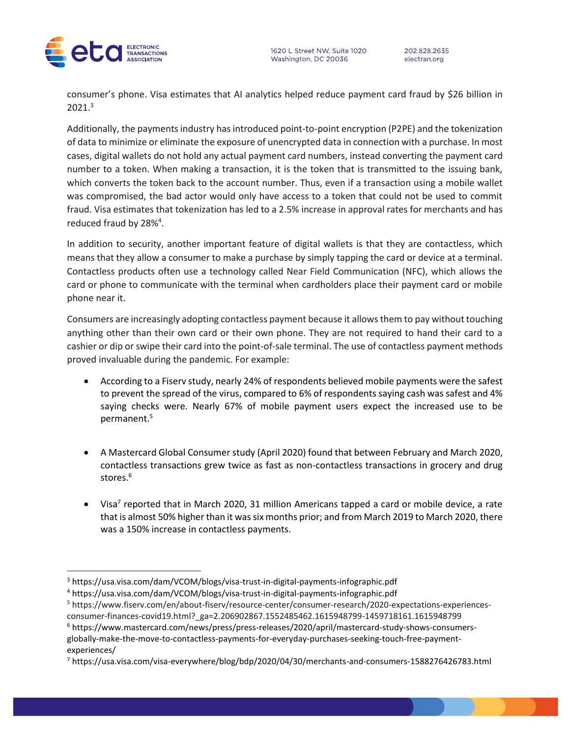consumer's phone. Visa estimates that AI analytics helped reduce payment card fraud by $26 billion in 2021.[3]

Additionally, the payments industry has introduced point-to-point encryption (P2PE) and the tokenization of data to minimize or eliminate the exposure of unencrypted data in connection with a purchase. In most cases, digital wallets do not hold any actual payment card numbers, instead converting the payment card number to a token. When making a transaction, it is the token that is transmitted to the issuing bank, which converts the token back to the account number. Thus, even if a transaction using a mobile wallet was compromised, the bad actor would only have access to a token that could not be used to commit fraud. Visa estimates that tokenization has led to a 2.5% increase in approval rates for merchants and has reduced fraud by 28%[4].

In addition to security, another important feature of digital wallets is that they are contactless, which means that they allow a consumer to make a purchase by simply tapping the card or device at a terminal. Contactless products often use a technology called Near Field Communication (NFC), which allows the card or phone to communicate with the terminal when cardholders place their payment card or mobile phone near it.

Consumers are increasingly adopting contactless payment because it allows them to pay without touching anything other than their own card or their own phone. They are not required to hand their card to a cashier or dip or swipe their card into the point-of-sale terminal. The use of contactless payment methods proved invaluable during the pandemic. For example:

- According to a Fiserv study, nearly 24% of respondents believed mobile payments were the safest to prevent the spread of the virus, compared to 6% of respondents saying cash was safest and 4% saying checks were. Nearly 67% of mobile payment users expect the increased use to be permanent.[5]

- A Mastercard Global Consumer study (April 2020) found that between February and March 2020, contactless transactions grew twice as fast as non-contactless transactions in grocery and drug stores.[6]

- Visa[7] reported that in March 2020, 31 million Americans tapped a card or mobile device, a rate that is almost 50% higher than it was six months prior; and from March 2019 to March 2020, there was a 150% increase in contactless payments.

---

[3] https://usa.visa.com/dam/VCOM/blogs/visa-trust-in-digital-payments-infographic.pdf

[4] https://usa.visa.com/dam/VCOM/blogs/visa-trust-in-digital-payments-infographic.pdf

[5] https://www.fiserv.com/en/about-fiserv/resource-center/consumer-research/2020-expectations-experiences-consumer-finances-covid19.html?_ga=2.206902867.1552485462.1615948799-1459718161.1615948799

[6] https://www.mastercard.com/news/press/press-releases/2020/april/mastercard-study-shows-consumers-globally-make-the-move-to-contactless-payments-for-everyday-purchases-seeking-touch-free-payment-experiences/

[7] https://usa.visa.com/visa-everywhere/blog/bdp/2020/04/30/merchants-and-consumers-1588276426783.html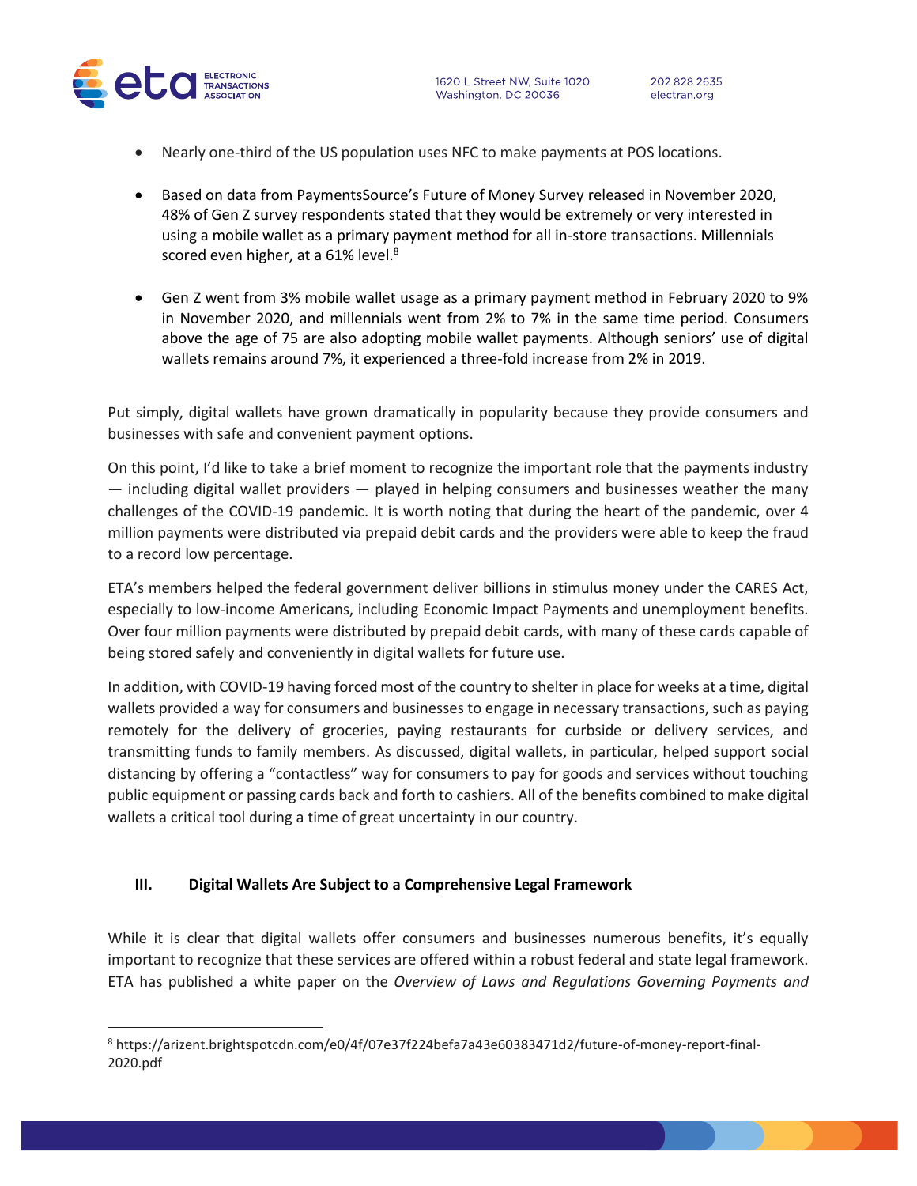- Nearly one-third of the US population uses NFC to make payments at POS locations.

- Based on data from PaymentsSource's Future of Money Survey released in November 2020, 48% of Gen Z survey respondents stated that they would be extremely or very interested in using a mobile wallet as a primary payment method for all in-store transactions. Millennials scored even higher, at a 61% level.[8]

- Gen Z went from 3% mobile wallet usage as a primary payment method in February 2020 to 9% in November 2020, and millennials went from 2% to 7% in the same time period. Consumers above the age of 75 are also adopting mobile wallet payments. Although seniors' use of digital wallets remains around 7%, it experienced a three-fold increase from 2% in 2019.

Put simply, digital wallets have grown dramatically in popularity because they provide consumers and businesses with safe and convenient payment options.

On this point, I'd like to take a brief moment to recognize the important role that the payments industry — including digital wallet providers — played in helping consumers and businesses weather the many challenges of the COVID-19 pandemic. It is worth noting that during the heart of the pandemic, over 4 million payments were distributed via prepaid debit cards and the providers were able to keep the fraud to a record low percentage.

ETA's members helped the federal government deliver billions in stimulus money under the CARES Act, especially to low-income Americans, including Economic Impact Payments and unemployment benefits. Over four million payments were distributed by prepaid debit cards, with many of these cards capable of being stored safely and conveniently in digital wallets for future use.

In addition, with COVID-19 having forced most of the country to shelter in place for weeks at a time, digital wallets provided a way for consumers and businesses to engage in necessary transactions, such as paying remotely for the delivery of groceries, paying restaurants for curbside or delivery services, and transmitting funds to family members. As discussed, digital wallets, in particular, helped support social distancing by offering a "contactless" way for consumers to pay for goods and services without touching public equipment or passing cards back and forth to cashiers. All of the benefits combined to make digital wallets a critical tool during a time of great uncertainty in our country.

## III. Digital Wallets Are Subject to a Comprehensive Legal Framework

While it is clear that digital wallets offer consumers and businesses numerous benefits, it's equally important to recognize that these services are offered within a robust federal and state legal framework. ETA has published a white paper on the *Overview of Laws and Regulations Governing Payments and*

[8] https://arizent.brightspotcdn.com/e0/4f/07e37f224befa7a43e60383471d2/future-of-money-report-final-2020.pdf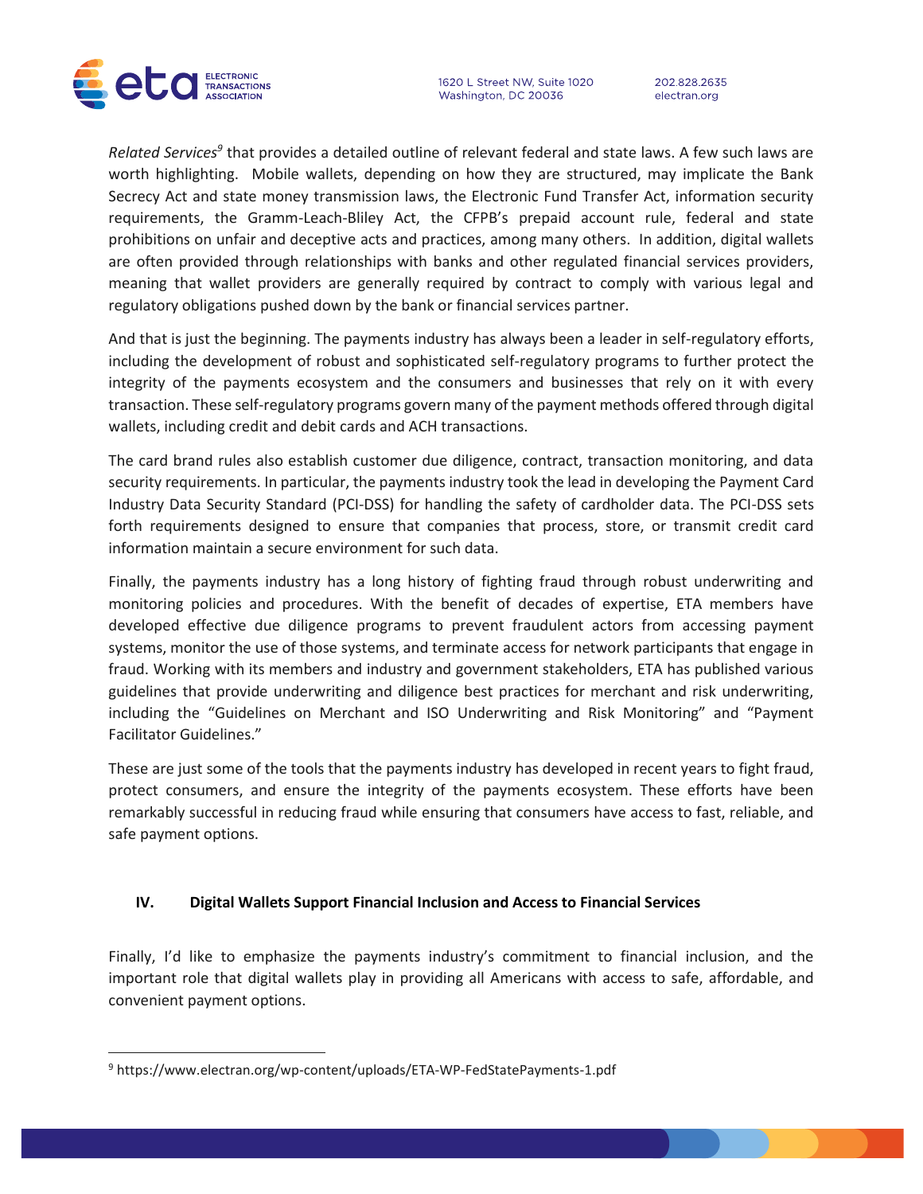*Related Services*[9] that provides a detailed outline of relevant federal and state laws. A few such laws are worth highlighting. Mobile wallets, depending on how they are structured, may implicate the Bank Secrecy Act and state money transmission laws, the Electronic Fund Transfer Act, information security requirements, the Gramm-Leach-Bliley Act, the CFPB's prepaid account rule, federal and state prohibitions on unfair and deceptive acts and practices, among many others. In addition, digital wallets are often provided through relationships with banks and other regulated financial services providers, meaning that wallet providers are generally required by contract to comply with various legal and regulatory obligations pushed down by the bank or financial services partner.

And that is just the beginning. The payments industry has always been a leader in self-regulatory efforts, including the development of robust and sophisticated self-regulatory programs to further protect the integrity of the payments ecosystem and the consumers and businesses that rely on it with every transaction. These self-regulatory programs govern many of the payment methods offered through digital wallets, including credit and debit cards and ACH transactions.

The card brand rules also establish customer due diligence, contract, transaction monitoring, and data security requirements. In particular, the payments industry took the lead in developing the Payment Card Industry Data Security Standard (PCI-DSS) for handling the safety of cardholder data. The PCI-DSS sets forth requirements designed to ensure that companies that process, store, or transmit credit card information maintain a secure environment for such data.

Finally, the payments industry has a long history of fighting fraud through robust underwriting and monitoring policies and procedures. With the benefit of decades of expertise, ETA members have developed effective due diligence programs to prevent fraudulent actors from accessing payment systems, monitor the use of those systems, and terminate access for network participants that engage in fraud. Working with its members and industry and government stakeholders, ETA has published various guidelines that provide underwriting and diligence best practices for merchant and risk underwriting, including the "Guidelines on Merchant and ISO Underwriting and Risk Monitoring" and "Payment Facilitator Guidelines."

These are just some of the tools that the payments industry has developed in recent years to fight fraud, protect consumers, and ensure the integrity of the payments ecosystem. These efforts have been remarkably successful in reducing fraud while ensuring that consumers have access to fast, reliable, and safe payment options.

## IV. Digital Wallets Support Financial Inclusion and Access to Financial Services

Finally, I'd like to emphasize the payments industry's commitment to financial inclusion, and the important role that digital wallets play in providing all Americans with access to safe, affordable, and convenient payment options.

---

[9] https://www.electran.org/wp-content/uploads/ETA-WP-FedStatePayments-1.pdf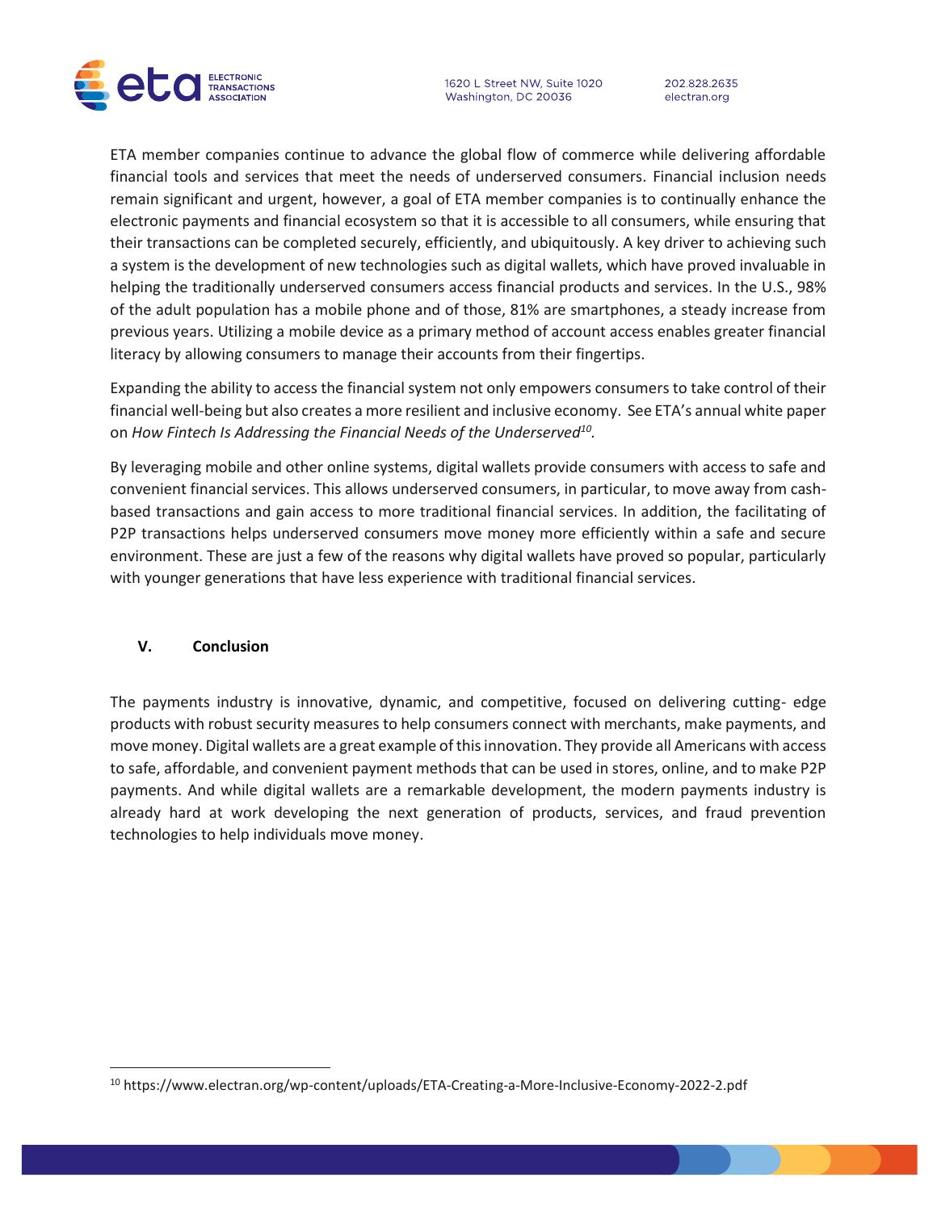ETA member companies continue to advance the global flow of commerce while delivering affordable financial tools and services that meet the needs of underserved consumers. Financial inclusion needs remain significant and urgent, however, a goal of ETA member companies is to continually enhance the electronic payments and financial ecosystem so that it is accessible to all consumers, while ensuring that their transactions can be completed securely, efficiently, and ubiquitously. A key driver to achieving such a system is the development of new technologies such as digital wallets, which have proved invaluable in helping the traditionally underserved consumers access financial products and services. In the U.S., 98% of the adult population has a mobile phone and of those, 81% are smartphones, a steady increase from previous years. Utilizing a mobile device as a primary method of account access enables greater financial literacy by allowing consumers to manage their accounts from their fingertips.

Expanding the ability to access the financial system not only empowers consumers to take control of their financial well-being but also creates a more resilient and inclusive economy. See ETA's annual white paper on *How Fintech Is Addressing the Financial Needs of the Underserved*[10].

By leveraging mobile and other online systems, digital wallets provide consumers with access to safe and convenient financial services. This allows underserved consumers, in particular, to move away from cash-based transactions and gain access to more traditional financial services. In addition, the facilitating of P2P transactions helps underserved consumers move money more efficiently within a safe and secure environment. These are just a few of the reasons why digital wallets have proved so popular, particularly with younger generations that have less experience with traditional financial services.

## V. Conclusion

The payments industry is innovative, dynamic, and competitive, focused on delivering cutting- edge products with robust security measures to help consumers connect with merchants, make payments, and move money. Digital wallets are a great example of this innovation. They provide all Americans with access to safe, affordable, and convenient payment methods that can be used in stores, online, and to make P2P payments. And while digital wallets are a remarkable development, the modern payments industry is already hard at work developing the next generation of products, services, and fraud prevention technologies to help individuals move money.

[10] https://www.electran.org/wp-content/uploads/ETA-Creating-a-More-Inclusive-Economy-2022-2.pdf